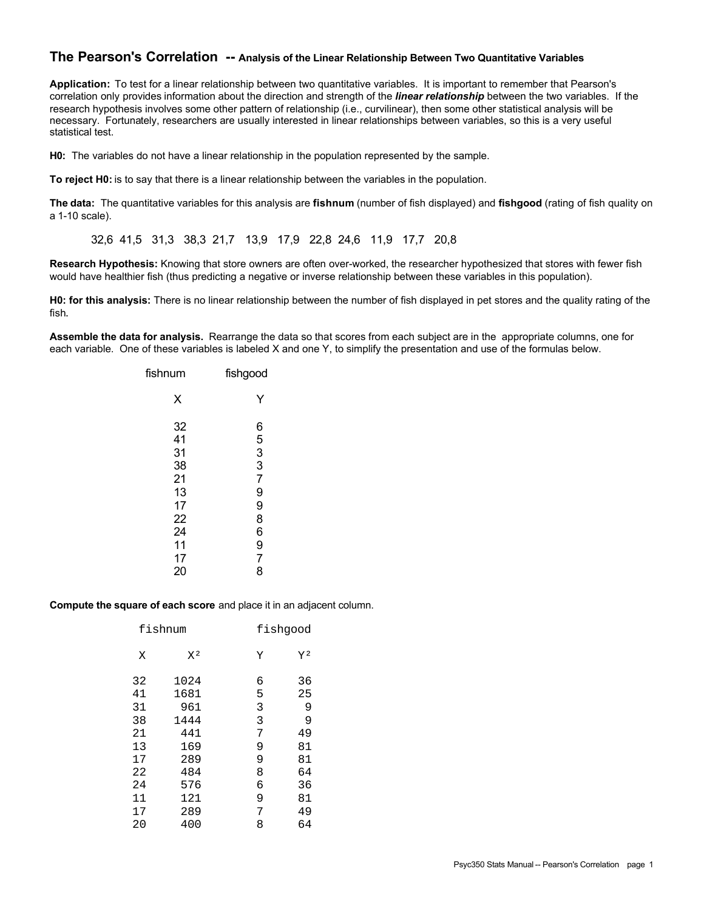# The Pearson's Correlation -- Analysis of the Linear Relationship Between Two Quantitative Variables

**Application:** To test for a linear relationship between two quantitative variables. It is important to remember that Pearson's correlation only provides information about the direction and strength of the ***linear relationship*** between the two variables. If the research hypothesis involves some other pattern of relationship (i.e., curvilinear), then some other statistical analysis will be necessary. Fortunately, researchers are usually interested in linear relationships between variables, so this is a very useful statistical test.

**H0:** The variables do not have a linear relationship in the population represented by the sample.

**To reject H0:** is to say that there is a linear relationship between the variables in the population.

**The data:** The quantitative variables for this analysis are **fishnum** (number of fish displayed) and **fishgood** (rating of fish quality on a 1-10 scale).

32,6 41,5 31,3 38,3 21,7 13,9 17,9 22,8 24,6 11,9 17,7 20,8

**Research Hypothesis:** Knowing that store owners are often over-worked, the researcher hypothesized that stores with fewer fish would have healthier fish (thus predicting a negative or inverse relationship between these variables in this population).

**H0: for this analysis:** There is no linear relationship between the number of fish displayed in pet stores and the quality rating of the fish.

**Assemble the data for analysis.** Rearrange the data so that scores from each subject are in the appropriate columns, one for each variable. One of these variables is labeled X and one Y, to simplify the presentation and use of the formulas below.

| fishnum | fishgood |
|---|---|
| X | Y |
| 32 | 6 |
| 41 | 5 |
| 31 | 3 |
| 38 | 3 |
| 21 | 7 |
| 13 | 9 |
| 17 | 9 |
| 22 | 8 |
| 24 | 6 |
| 11 | 9 |
| 17 | 7 |
| 20 | 8 |

**Compute the square of each score** and place it in an adjacent column.

| fishnum | | fishgood | |
|---|---|---|---|
| X | $X^2$ | Y | $Y^2$ |
| 32 | 1024 | 6 | 36 |
| 41 | 1681 | 5 | 25 |
| 31 | 961 | 3 | 9 |
| 38 | 1444 | 3 | 9 |
| 21 | 441 | 7 | 49 |
| 13 | 169 | 9 | 81 |
| 17 | 289 | 9 | 81 |
| 22 | 484 | 8 | 64 |
| 24 | 576 | 6 | 36 |
| 11 | 121 | 9 | 81 |
| 17 | 289 | 7 | 49 |
| 20 | 400 | 8 | 64 |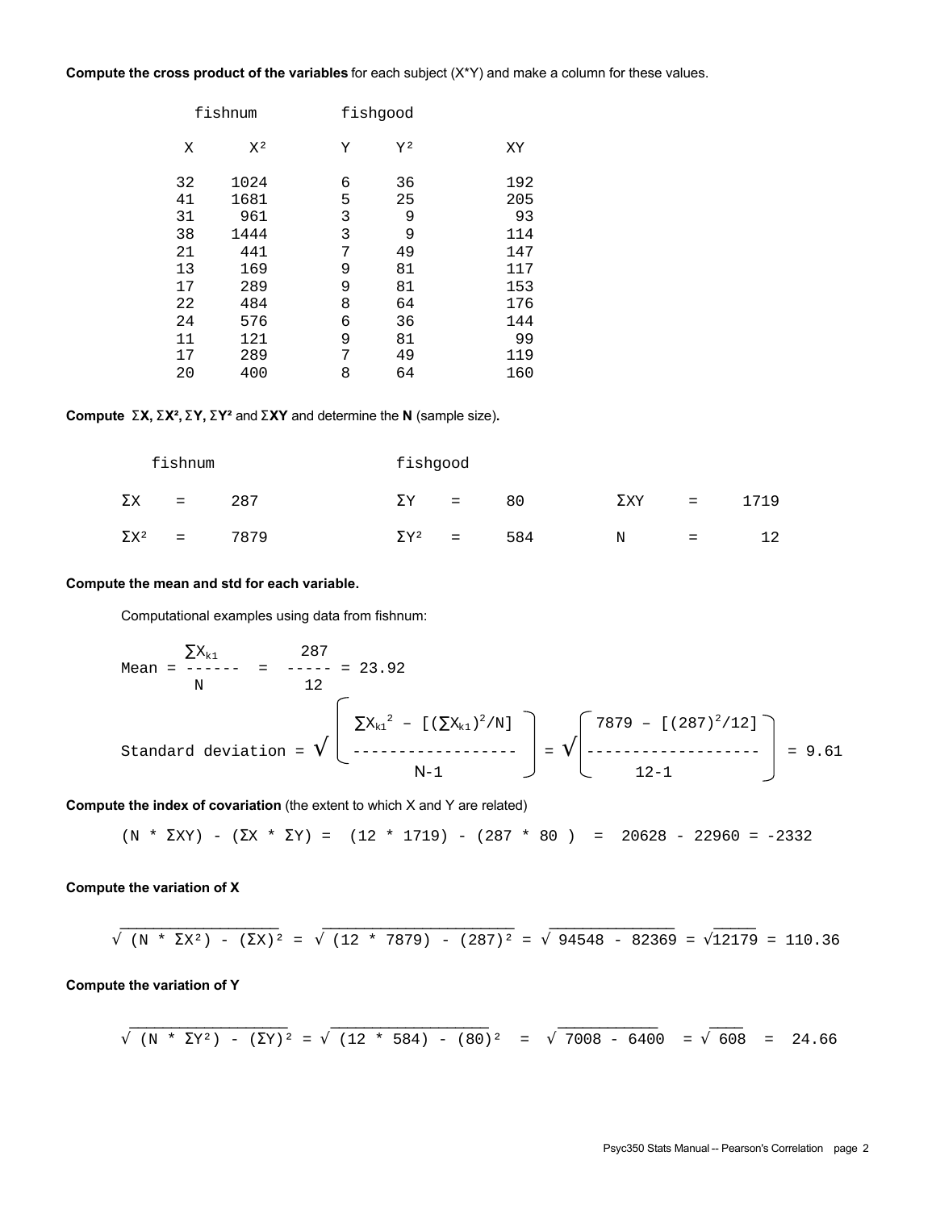**Compute the cross product of the variables** for each subject (X*Y) and make a column for these values.

| fishnum | | fishgood | | |
|---|---|---|---|---|
| X | $X^2$ | Y | $Y^2$ | XY |
| 32 | 1024 | 6 | 36 | 192 |
| 41 | 1681 | 5 | 25 | 205 |
| 31 | 961 | 3 | 9 | 93 |
| 38 | 1444 | 3 | 9 | 114 |
| 21 | 441 | 7 | 49 | 147 |
| 13 | 169 | 9 | 81 | 117 |
| 17 | 289 | 9 | 81 | 153 |
| 22 | 484 | 8 | 64 | 176 |
| 24 | 576 | 6 | 36 | 144 |
| 11 | 121 | 9 | 81 | 99 |
| 17 | 289 | 7 | 49 | 119 |
| 20 | 400 | 8 | 64 | 160 |

**Compute** $\Sigma X$, $\Sigma X^2$, $\Sigma Y$, $\Sigma Y^2$ and $\Sigma XY$ and determine the **N** (sample size)**.**

| fishnum | | fishgood | | | |
|---|---|---|---|---|---|
| $\Sigma X$ = | 287 | $\Sigma Y$ = | 80 | $\Sigma XY$ = | 1719 |
| $\Sigma X^2$ = | 7879 | $\Sigma Y^2$ = | 584 | N = | 12 |

**Compute the mean and std for each variable.**

Computational examples using data from fishnum:

$$\text{Mean} = \frac{\sum X_{k1}}{N} = \frac{287}{12} = 23.92$$

$$\text{Standard deviation} = \sqrt{\frac{\sum X_{k1}^2 - [(\sum X_{k1})^2/N]}{N-1}} = \sqrt{\frac{7879 - [(287)^2/12]}{12-1}} = 9.61$$

**Compute the index of covariation** (the extent to which X and Y are related)

$$(N * \Sigma XY) - (\Sigma X * \Sigma Y) = (12 * 1719) - (287 * 80) = 20628 - 22960 = -2332$$

**Compute the variation of X**

$$\sqrt{(N * \Sigma X^2) - (\Sigma X)^2} = \sqrt{(12 * 7879) - (287)^2} = \sqrt{94548 - 82369} = \sqrt{12179} = 110.36$$

**Compute the variation of Y**

$$\sqrt{(N * \Sigma Y^2) - (\Sigma Y)^2} = \sqrt{(12 * 584) - (80)^2} = \sqrt{7008 - 6400} = \sqrt{608} = 24.66$$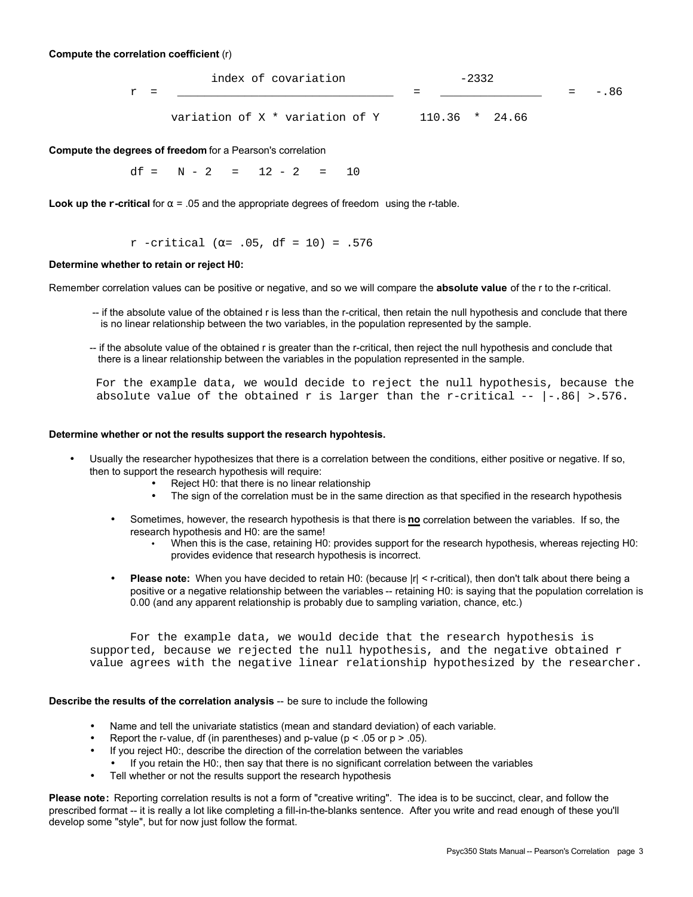**Compute the correlation coefficient** (r)

$$r = \frac{\text{index of covariation}}{\text{variation of X * variation of Y}} = \frac{-2332}{110.36 \; * \; 24.66} = -.86$$

**Compute the degrees of freedom** for a Pearson's correlation

df = N - 2 = 12 - 2 = 10

**Look up the r-critical** for α = .05 and the appropriate degrees of freedom using the r-table.

r -critical (α= .05, df = 10) = .576

**Determine whether to retain or reject H0:**

Remember correlation values can be positive or negative, and so we will compare the **absolute value** of the r to the r-critical.

-- if the absolute value of the obtained r is less than the r-critical, then retain the null hypothesis and conclude that there is no linear relationship between the two variables, in the population represented by the sample.

-- if the absolute value of the obtained r is greater than the r-critical, then reject the null hypothesis and conclude that there is a linear relationship between the variables in the population represented in the sample.

For the example data, we would decide to reject the null hypothesis, because the absolute value of the obtained r is larger than the r-critical -- |-.86| >.576.

**Determine whether or not the results support the research hypohtesis.**

- Usually the researcher hypothesizes that there is a correlation between the conditions, either positive or negative. If so, then to support the research hypothesis will require:
  - Reject H0: that there is no linear relationship
  - The sign of the correlation must be in the same direction as that specified in the research hypothesis
  - Sometimes, however, the research hypothesis is that there is <u>**no**</u> correlation between the variables. If so, the research hypothesis and H0: are the same!
    - When this is the case, retaining H0: provides support for the research hypothesis, whereas rejecting H0: provides evidence that research hypothesis is incorrect.
  - **Please note:** When you have decided to retain H0: (because |r| < r-critical), then don't talk about there being a positive or a negative relationship between the variables -- retaining H0: is saying that the population correlation is 0.00 (and any apparent relationship is probably due to sampling variation, chance, etc.)

For the example data, we would decide that the research hypothesis is supported, because we rejected the null hypothesis, and the negative obtained r value agrees with the negative linear relationship hypothesized by the researcher.

**Describe the results of the correlation analysis** -- be sure to include the following

- Name and tell the univariate statistics (mean and standard deviation) of each variable.
- Report the r-value, df (in parentheses) and p-value ($p < .05$ or $p > .05$).
- If you reject H0:, describe the direction of the correlation between the variables
  - If you retain the H0:, then say that there is no significant correlation between the variables
- Tell whether or not the results support the research hypothesis

**Please note:** Reporting correlation results is not a form of "creative writing". The idea is to be succinct, clear, and follow the prescribed format -- it is really a lot like completing a fill-in-the-blanks sentence. After you write and read enough of these you'll develop some "style", but for now just follow the format.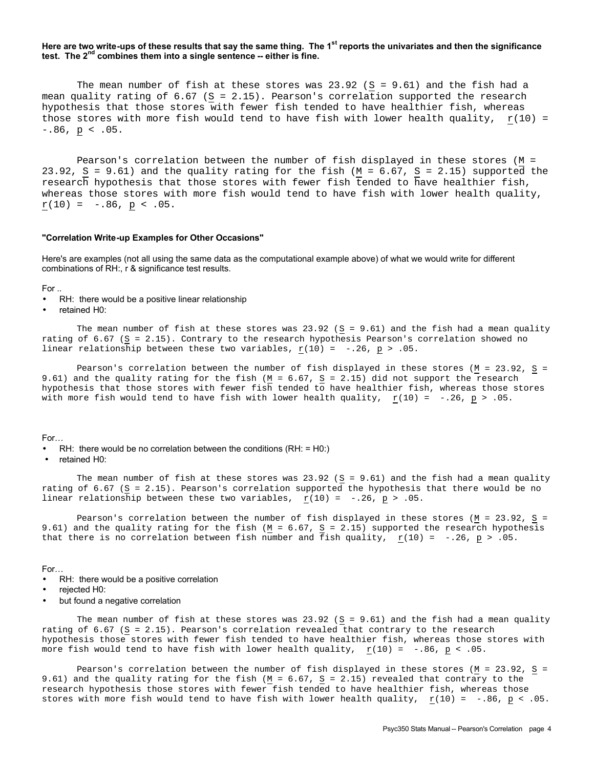**Here are two write-ups of these results that say the same thing. The 1st reports the univariates and then the significance test. The 2nd combines them into a single sentence -- either is fine.**

The mean number of fish at these stores was 23.92 ($\underline{S}$ = 9.61) and the fish had a mean quality rating of 6.67 ($\underline{S}$ = 2.15). Pearson's correlation supported the research hypothesis that those stores with fewer fish tended to have healthier fish, whereas those stores with more fish would tend to have fish with lower health quality, $\underline{r}(10) = -.86$, $\underline{p} < .05$.

Pearson's correlation between the number of fish displayed in these stores ($\underline{M}$ = 23.92, $\underline{S}$ = 9.61) and the quality rating for the fish ($\underline{M}$ = 6.67, $\underline{S}$ = 2.15) supported the research hypothesis that those stores with fewer fish tended to have healthier fish, whereas those stores with more fish would tend to have fish with lower health quality, $\underline{r}(10) = -.86$, $\underline{p} < .05$.

**"Correlation Write-up Examples for Other Occasions"**

Here's are examples (not all using the same data as the computational example above) of what we would write for different combinations of RH:, r & significance test results.

For ..

- RH: there would be a positive linear relationship
- retained H0:

The mean number of fish at these stores was 23.92 ($\underline{S}$ = 9.61) and the fish had a mean quality rating of 6.67 ($\underline{S}$ = 2.15). Contrary to the research hypothesis Pearson's correlation showed no linear relationship between these two variables, $\underline{r}(10) = -.26$, $\underline{p} > .05$.

Pearson's correlation between the number of fish displayed in these stores ($\underline{M}$ = 23.92, $\underline{S}$ = 9.61) and the quality rating for the fish ($\underline{M}$ = 6.67, $\underline{S}$ = 2.15) did not support the research hypothesis that those stores with fewer fish tended to have healthier fish, whereas those stores with more fish would tend to have fish with lower health quality, $\underline{r}(10) = -.26$, $\underline{p} > .05$.

For…

- RH: there would be no correlation between the conditions (RH: = H0:)
- retained H0:

The mean number of fish at these stores was 23.92 ($\underline{S}$ = 9.61) and the fish had a mean quality rating of 6.67 ($\underline{S}$ = 2.15). Pearson's correlation supported the hypothesis that there would be no linear relationship between these two variables, $\underline{r}(10) = -.26$, $\underline{p} > .05$.

Pearson's correlation between the number of fish displayed in these stores ($\underline{M}$ = 23.92, $\underline{S}$ = 9.61) and the quality rating for the fish ($\underline{M}$ = 6.67, $\underline{S}$ = 2.15) supported the research hypothesis that there is no correlation between fish number and fish quality, $\underline{r}(10) = -.26$, $\underline{p} > .05$.

For…

- RH: there would be a positive correlation
- rejected H0:
- but found a negative correlation

The mean number of fish at these stores was 23.92 ($\underline{S}$ = 9.61) and the fish had a mean quality rating of 6.67 ($\underline{S}$ = 2.15). Pearson's correlation revealed that contrary to the research hypothesis those stores with fewer fish tended to have healthier fish, whereas those stores with more fish would tend to have fish with lower health quality, $\underline{r}(10) = -.86$, $\underline{p} < .05$.

Pearson's correlation between the number of fish displayed in these stores ($\underline{M}$ = 23.92, $\underline{S}$ = 9.61) and the quality rating for the fish ($\underline{M}$ = 6.67, $\underline{S}$ = 2.15) revealed that contrary to the research hypothesis those stores with fewer fish tended to have healthier fish, whereas those stores with more fish would tend to have fish with lower health quality, $\underline{r}(10) = -.86$, $\underline{p} < .05$.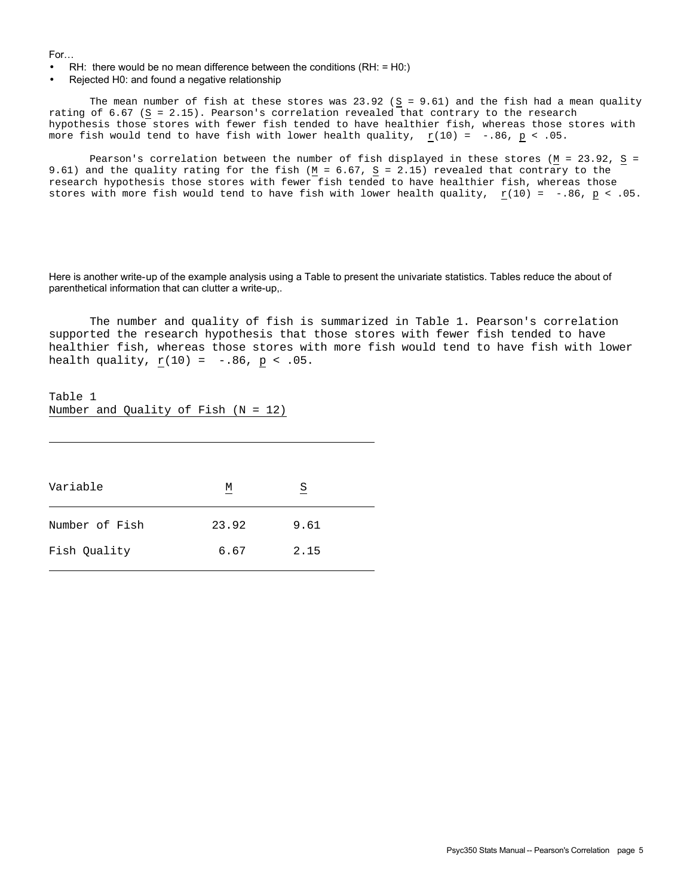For…

- RH: there would be no mean difference between the conditions (RH: = H0:)
- Rejected H0: and found a negative relationship

The mean number of fish at these stores was 23.92 (*S* = 9.61) and the fish had a mean quality rating of 6.67 (*S* = 2.15). Pearson's correlation revealed that contrary to the research hypothesis those stores with fewer fish tended to have healthier fish, whereas those stores with more fish would tend to have fish with lower health quality, $r(10) = -.86$, $p < .05$.

Pearson's correlation between the number of fish displayed in these stores (*M* = 23.92, *S* = 9.61) and the quality rating for the fish (*M* = 6.67, *S* = 2.15) revealed that contrary to the research hypothesis those stores with fewer fish tended to have healthier fish, whereas those stores with more fish would tend to have fish with lower health quality, $r(10) = -.86$, $p < .05$.

Here is another write-up of the example analysis using a Table to present the univariate statistics. Tables reduce the about of parenthetical information that can clutter a write-up,.

The number and quality of fish is summarized in Table 1. Pearson's correlation supported the research hypothesis that those stores with fewer fish tended to have healthier fish, whereas those stores with more fish would tend to have fish with lower health quality, $r(10) = -.86$, $p < .05$.

Table 1
Number and Quality of Fish (N = 12)

| Variable | *M* | *S* |
|---|---|---|
| Number of Fish | 23.92 | 9.61 |
| Fish Quality | 6.67 | 2.15 |